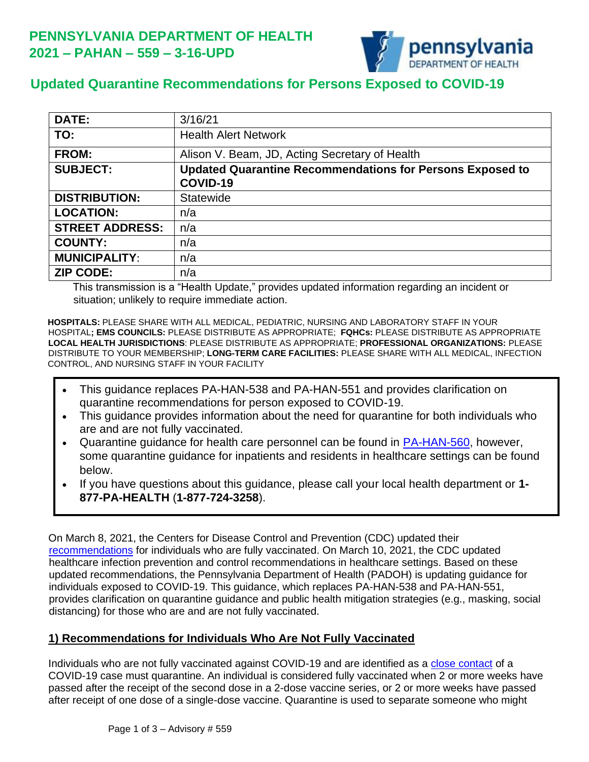# PENNSYLVANIA DEPARTMENT OF HEALTH
# 2021 – PAHAN – 559 – 3-16-UPD

## Updated Quarantine Recommendations for Persons Exposed to COVID-19

| | |
|---|---|
| **DATE:** | 3/16/21 |
| **TO:** | Health Alert Network |
| **FROM:** | Alison V. Beam, JD, Acting Secretary of Health |
| **SUBJECT:** | **Updated Quarantine Recommendations for Persons Exposed to COVID-19** |
| **DISTRIBUTION:** | Statewide |
| **LOCATION:** | n/a |
| **STREET ADDRESS:** | n/a |
| **COUNTY:** | n/a |
| **MUNICIPALITY:** | n/a |
| **ZIP CODE:** | n/a |

This transmission is a "Health Update," provides updated information regarding an incident or situation; unlikely to require immediate action.

**HOSPITALS:** PLEASE SHARE WITH ALL MEDICAL, PEDIATRIC, NURSING AND LABORATORY STAFF IN YOUR HOSPITAL**; EMS COUNCILS:** PLEASE DISTRIBUTE AS APPROPRIATE; **FQHCs:** PLEASE DISTRIBUTE AS APPROPRIATE **LOCAL HEALTH JURISDICTIONS**: PLEASE DISTRIBUTE AS APPROPRIATE; **PROFESSIONAL ORGANIZATIONS:** PLEASE DISTRIBUTE TO YOUR MEMBERSHIP; **LONG-TERM CARE FACILITIES:** PLEASE SHARE WITH ALL MEDICAL, INFECTION CONTROL, AND NURSING STAFF IN YOUR FACILITY

- This guidance replaces PA-HAN-538 and PA-HAN-551 and provides clarification on quarantine recommendations for person exposed to COVID-19.
- This guidance provides information about the need for quarantine for both individuals who are and are not fully vaccinated.
- Quarantine guidance for health care personnel can be found in PA-HAN-560, however, some quarantine guidance for inpatients and residents in healthcare settings can be found below.
- If you have questions about this guidance, please call your local health department or **1-877-PA-HEALTH** (**1-877-724-3258**).

On March 8, 2021, the Centers for Disease Control and Prevention (CDC) updated their recommendations for individuals who are fully vaccinated. On March 10, 2021, the CDC updated healthcare infection prevention and control recommendations in healthcare settings. Based on these updated recommendations, the Pennsylvania Department of Health (PADOH) is updating guidance for individuals exposed to COVID-19. This guidance, which replaces PA-HAN-538 and PA-HAN-551, provides clarification on quarantine guidance and public health mitigation strategies (e.g., masking, social distancing) for those who are and are not fully vaccinated.

## 1) Recommendations for Individuals Who Are Not Fully Vaccinated

Individuals who are not fully vaccinated against COVID-19 and are identified as a close contact of a COVID-19 case must quarantine. An individual is considered fully vaccinated when 2 or more weeks have passed after the receipt of the second dose in a 2-dose vaccine series, or 2 or more weeks have passed after receipt of one dose of a single-dose vaccine. Quarantine is used to separate someone who might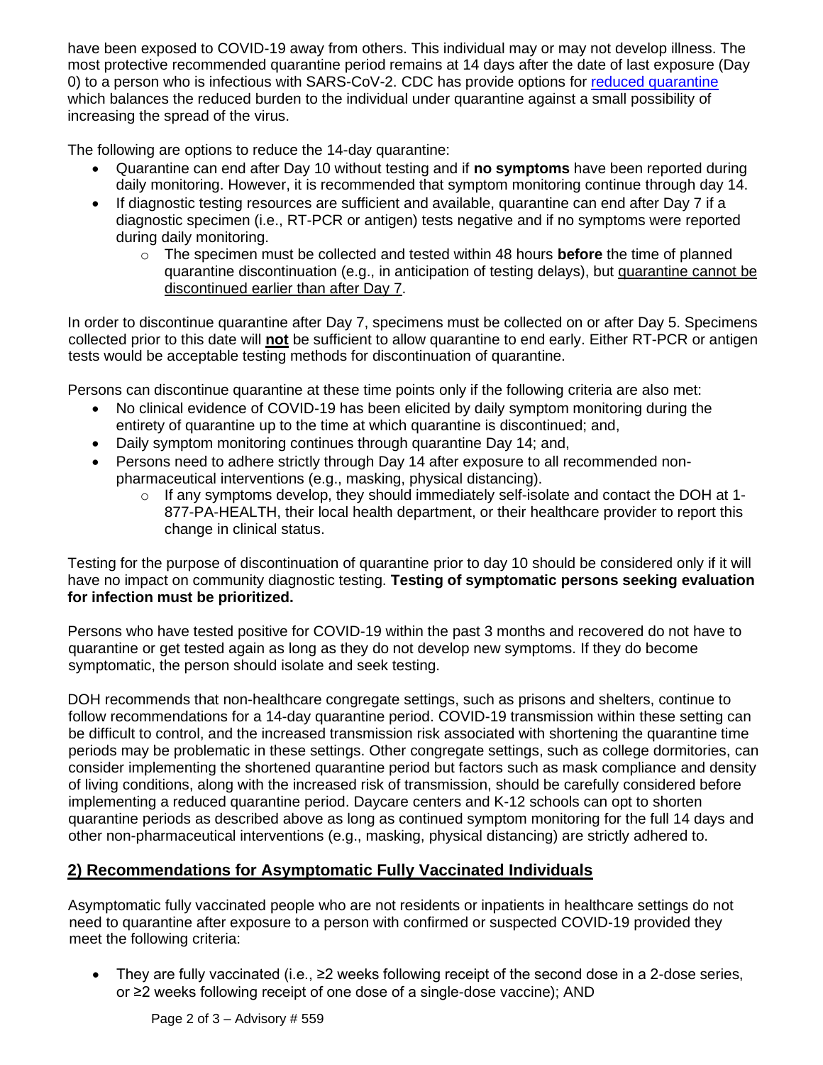have been exposed to COVID-19 away from others. This individual may or may not develop illness. The most protective recommended quarantine period remains at 14 days after the date of last exposure (Day 0) to a person who is infectious with SARS-CoV-2. CDC has provide options for [reduced quarantine] which balances the reduced burden to the individual under quarantine against a small possibility of increasing the spread of the virus.

The following are options to reduce the 14-day quarantine:

- Quarantine can end after Day 10 without testing and if **no symptoms** have been reported during daily monitoring. However, it is recommended that symptom monitoring continue through day 14.
- If diagnostic testing resources are sufficient and available, quarantine can end after Day 7 if a diagnostic specimen (i.e., RT-PCR or antigen) tests negative and if no symptoms were reported during daily monitoring.
  - The specimen must be collected and tested within 48 hours **before** the time of planned quarantine discontinuation (e.g., in anticipation of testing delays), but quarantine cannot be discontinued earlier than after Day 7.

In order to discontinue quarantine after Day 7, specimens must be collected on or after Day 5. Specimens collected prior to this date will **not** be sufficient to allow quarantine to end early. Either RT-PCR or antigen tests would be acceptable testing methods for discontinuation of quarantine.

Persons can discontinue quarantine at these time points only if the following criteria are also met:

- No clinical evidence of COVID-19 has been elicited by daily symptom monitoring during the entirety of quarantine up to the time at which quarantine is discontinued; and,
- Daily symptom monitoring continues through quarantine Day 14; and,
- Persons need to adhere strictly through Day 14 after exposure to all recommended non-pharmaceutical interventions (e.g., masking, physical distancing).
  - If any symptoms develop, they should immediately self-isolate and contact the DOH at 1-877-PA-HEALTH, their local health department, or their healthcare provider to report this change in clinical status.

Testing for the purpose of discontinuation of quarantine prior to day 10 should be considered only if it will have no impact on community diagnostic testing. **Testing of symptomatic persons seeking evaluation for infection must be prioritized.**

Persons who have tested positive for COVID-19 within the past 3 months and recovered do not have to quarantine or get tested again as long as they do not develop new symptoms. If they do become symptomatic, the person should isolate and seek testing.

DOH recommends that non-healthcare congregate settings, such as prisons and shelters, continue to follow recommendations for a 14-day quarantine period. COVID-19 transmission within these setting can be difficult to control, and the increased transmission risk associated with shortening the quarantine time periods may be problematic in these settings. Other congregate settings, such as college dormitories, can consider implementing the shortened quarantine period but factors such as mask compliance and density of living conditions, along with the increased risk of transmission, should be carefully considered before implementing a reduced quarantine period. Daycare centers and K-12 schools can opt to shorten quarantine periods as described above as long as continued symptom monitoring for the full 14 days and other non-pharmaceutical interventions (e.g., masking, physical distancing) are strictly adhered to.

## 2) Recommendations for Asymptomatic Fully Vaccinated Individuals

Asymptomatic fully vaccinated people who are not residents or inpatients in healthcare settings do not need to quarantine after exposure to a person with confirmed or suspected COVID-19 provided they meet the following criteria:

- They are fully vaccinated (i.e., ≥2 weeks following receipt of the second dose in a 2-dose series, or ≥2 weeks following receipt of one dose of a single-dose vaccine); AND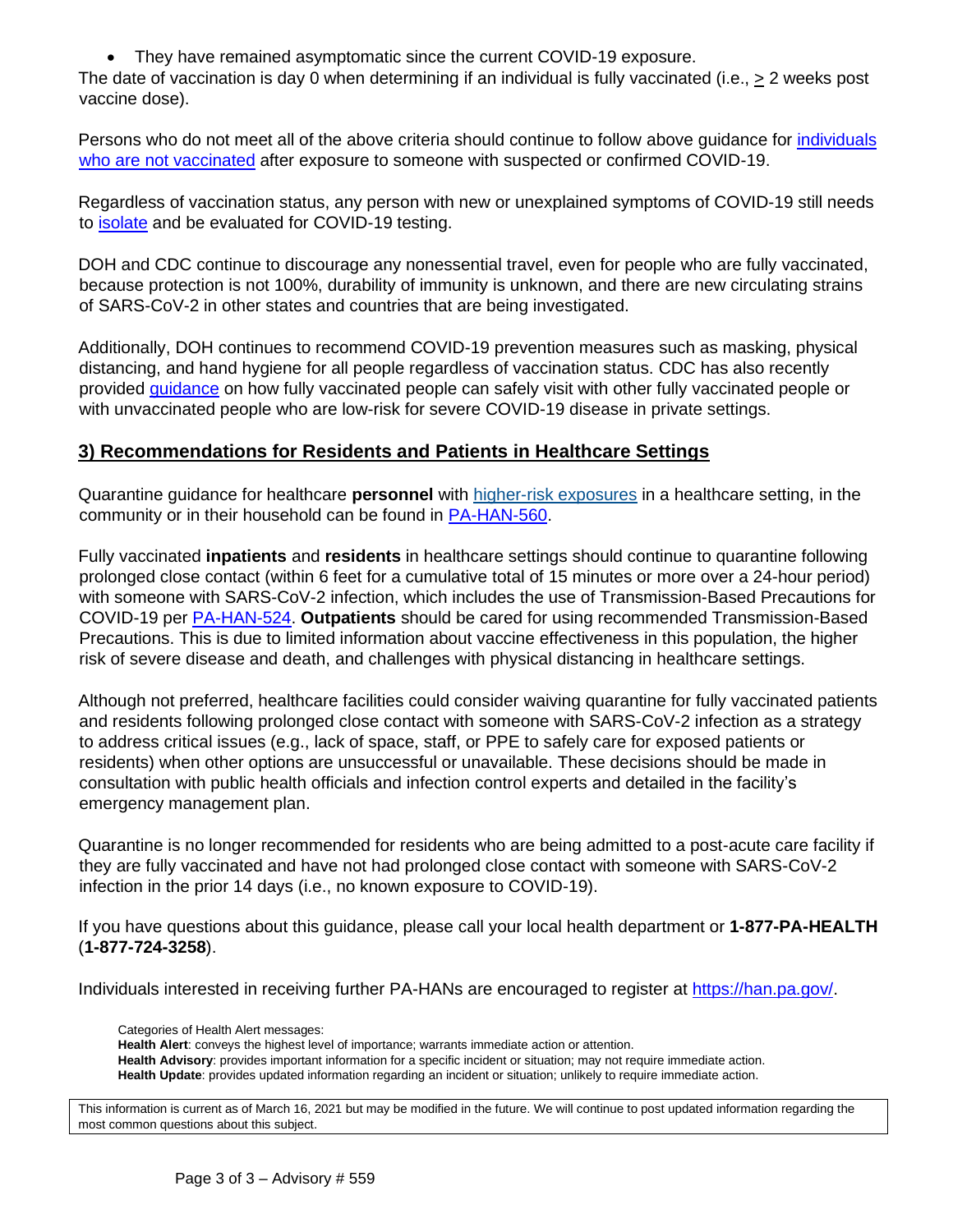- They have remained asymptomatic since the current COVID-19 exposure.

The date of vaccination is day 0 when determining if an individual is fully vaccinated (i.e., ≥ 2 weeks post vaccine dose).

Persons who do not meet all of the above criteria should continue to follow above guidance for individuals who are not vaccinated after exposure to someone with suspected or confirmed COVID-19.

Regardless of vaccination status, any person with new or unexplained symptoms of COVID-19 still needs to isolate and be evaluated for COVID-19 testing.

DOH and CDC continue to discourage any nonessential travel, even for people who are fully vaccinated, because protection is not 100%, durability of immunity is unknown, and there are new circulating strains of SARS-CoV-2 in other states and countries that are being investigated.

Additionally, DOH continues to recommend COVID-19 prevention measures such as masking, physical distancing, and hand hygiene for all people regardless of vaccination status. CDC has also recently provided guidance on how fully vaccinated people can safely visit with other fully vaccinated people or with unvaccinated people who are low-risk for severe COVID-19 disease in private settings.

## 3) Recommendations for Residents and Patients in Healthcare Settings

Quarantine guidance for healthcare **personnel** with higher-risk exposures in a healthcare setting, in the community or in their household can be found in PA-HAN-560.

Fully vaccinated **inpatients** and **residents** in healthcare settings should continue to quarantine following prolonged close contact (within 6 feet for a cumulative total of 15 minutes or more over a 24-hour period) with someone with SARS-CoV-2 infection, which includes the use of Transmission-Based Precautions for COVID-19 per PA-HAN-524. **Outpatients** should be cared for using recommended Transmission-Based Precautions. This is due to limited information about vaccine effectiveness in this population, the higher risk of severe disease and death, and challenges with physical distancing in healthcare settings.

Although not preferred, healthcare facilities could consider waiving quarantine for fully vaccinated patients and residents following prolonged close contact with someone with SARS-CoV-2 infection as a strategy to address critical issues (e.g., lack of space, staff, or PPE to safely care for exposed patients or residents) when other options are unsuccessful or unavailable. These decisions should be made in consultation with public health officials and infection control experts and detailed in the facility's emergency management plan.

Quarantine is no longer recommended for residents who are being admitted to a post-acute care facility if they are fully vaccinated and have not had prolonged close contact with someone with SARS-CoV-2 infection in the prior 14 days (i.e., no known exposure to COVID-19).

If you have questions about this guidance, please call your local health department or **1-877-PA-HEALTH** (**1-877-724-3258**).

Individuals interested in receiving further PA-HANs are encouraged to register at https://han.pa.gov/.

Categories of Health Alert messages:
**Health Alert**: conveys the highest level of importance; warrants immediate action or attention.
**Health Advisory**: provides important information for a specific incident or situation; may not require immediate action.
**Health Update**: provides updated information regarding an incident or situation; unlikely to require immediate action.

This information is current as of March 16, 2021 but may be modified in the future. We will continue to post updated information regarding the most common questions about this subject.